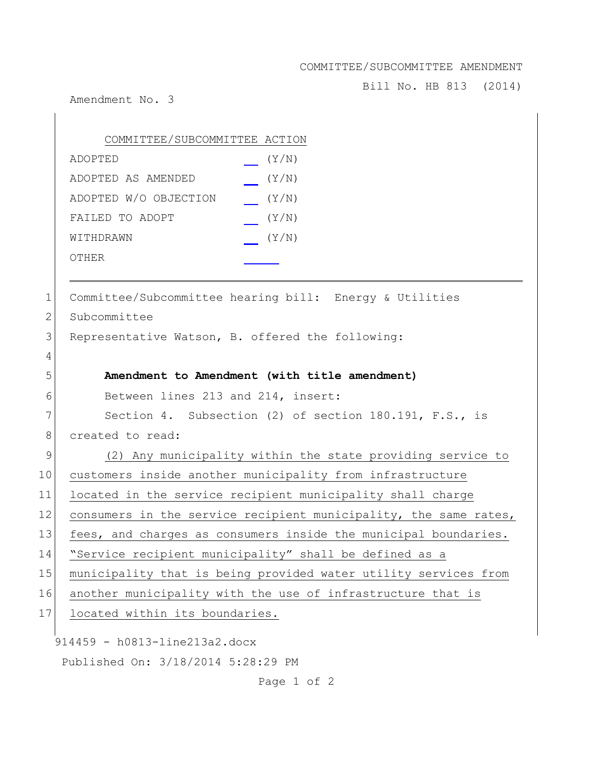COMMITTEE/SUBCOMMITTEE AMENDMENT

Bill No. HB 813 (2014)

Amendment No. 3

| COMMITTEE/SUBCOMMITTEE ACTION | |
|---|---|
| ADOPTED | __ (Y/N) |
| ADOPTED AS AMENDED | __ (Y/N) |
| ADOPTED W/O OBJECTION | __ (Y/N) |
| FAILED TO ADOPT | __ (Y/N) |
| WITHDRAWN | __ (Y/N) |
| OTHER | ______ |

---

1 Committee/Subcommittee hearing bill: Energy & Utilities
2 Subcommittee
3 Representative Watson, B. offered the following:
4
5 **Amendment to Amendment (with title amendment)**
6 Between lines 213 and 214, insert:
7 Section 4. Subsection (2) of section 180.191, F.S., is
8 created to read:
9 (2) Any municipality within the state providing service to
10 customers inside another municipality from infrastructure
11 located in the service recipient municipality shall charge
12 consumers in the service recipient municipality, the same rates,
13 fees, and charges as consumers inside the municipal boundaries.
14 "Service recipient municipality" shall be defined as a
15 municipality that is being provided water utility services from
16 another municipality with the use of infrastructure that is
17 located within its boundaries.

914459 - h0813-line213a2.docx

Published On: 3/18/2014 5:28:29 PM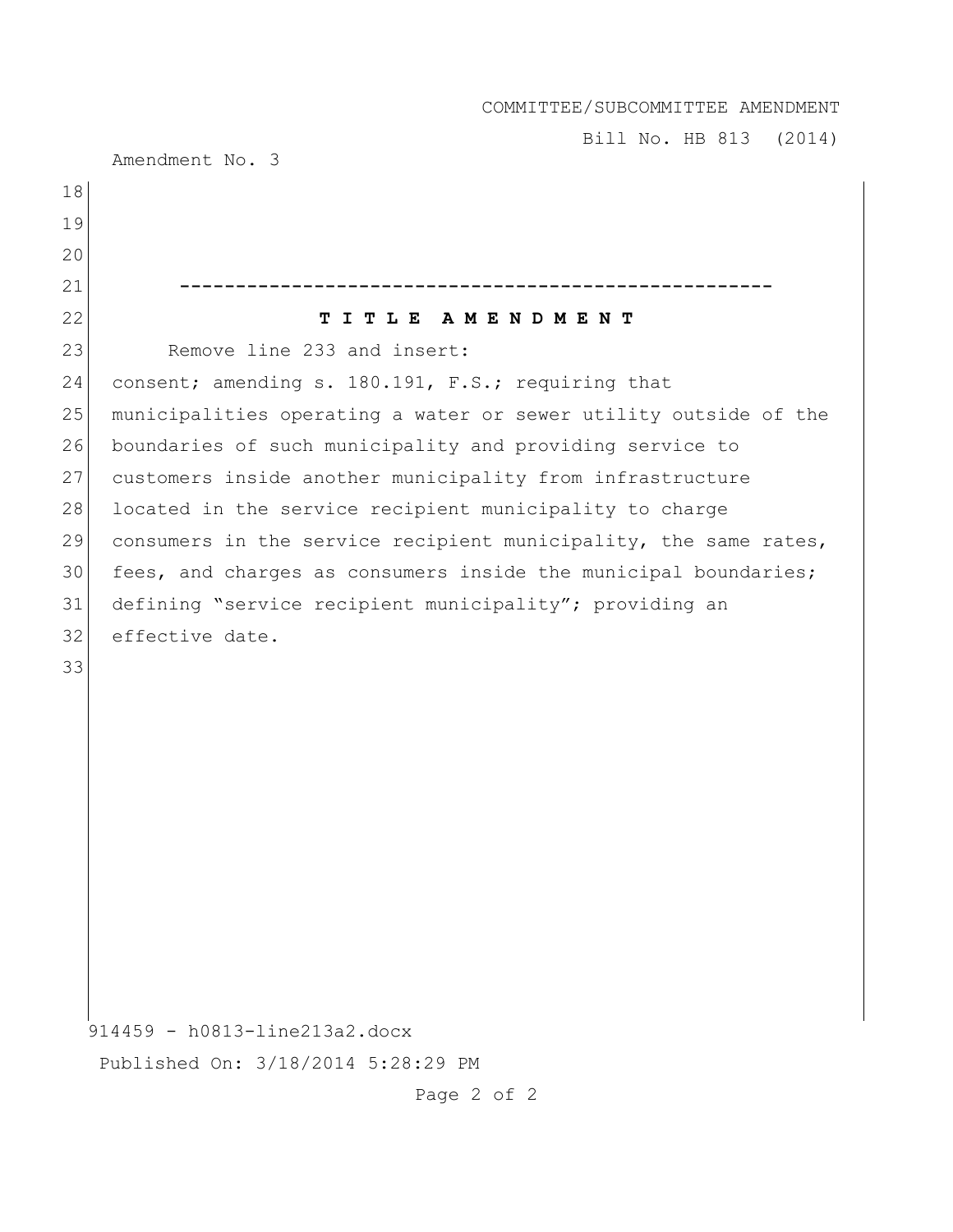-----------------------------------------------------

**T I T L E A M E N D M E N T**

Remove line 233 and insert:

consent; amending s. 180.191, F.S.; requiring that municipalities operating a water or sewer utility outside of the boundaries of such municipality and providing service to customers inside another municipality from infrastructure located in the service recipient municipality to charge consumers in the service recipient municipality, the same rates, fees, and charges as consumers inside the municipal boundaries; defining "service recipient municipality"; providing an effective date.